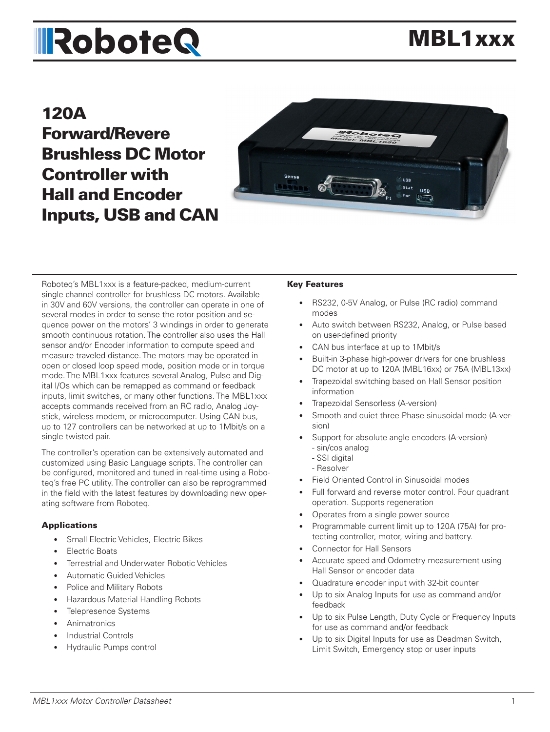# MBL1xxx

## 120A Forward/Revere Brushless DC Motor Controller with Hall and Encoder Inputs, USB and CAN

Roboteq's MBL1xxx is a feature-packed, medium-current single channel controller for brushless DC motors. Available in 30V and 60V versions, the controller can operate in one of several modes in order to sense the rotor position and sequence power on the motors' 3 windings in order to generate smooth continuous rotation. The controller also uses the Hall sensor and/or Encoder information to compute speed and measure traveled distance. The motors may be operated in open or closed loop speed mode, position mode or in torque mode. The MBL1xxx features several Analog, Pulse and Digital I/Os which can be remapped as command or feedback inputs, limit switches, or many other functions. The MBL1xxx accepts commands received from an RC radio, Analog Joystick, wireless modem, or microcomputer. Using CAN bus, up to 127 controllers can be networked at up to 1Mbit/s on a single twisted pair.

The controller's operation can be extensively automated and customized using Basic Language scripts. The controller can be configured, monitored and tuned in real-time using a Roboteq's free PC utility. The controller can also be reprogrammed in the field with the latest features by downloading new operating software from Roboteq.

### Applications

- Small Electric Vehicles, Electric Bikes
- Electric Boats
- Terrestrial and Underwater Robotic Vehicles
- Automatic Guided Vehicles
- Police and Military Robots
- Hazardous Material Handling Robots
- Telepresence Systems
- Animatronics
- Industrial Controls
- Hydraulic Pumps control

### Key Features

- RS232, 0-5V Analog, or Pulse (RC radio) command modes
- Auto switch between RS232, Analog, or Pulse based on user-defined priority
- CAN bus interface at up to 1Mbit/s
- Built-in 3-phase high-power drivers for one brushless DC motor at up to 120A (MBL16xx) or 75A (MBL13xx)
- Trapezoidal switching based on Hall Sensor position information
- Trapezoidal Sensorless (A-version)
- Smooth and quiet three Phase sinusoidal mode (A-version)
- Support for absolute angle encoders (A-version)
  - sin/cos analog
  - SSI digital
  - Resolver
- Field Oriented Control in Sinusoidal modes
- Full forward and reverse motor control. Four quadrant operation. Supports regeneration
- Operates from a single power source
- Programmable current limit up to 120A (75A) for protecting controller, motor, wiring and battery.
- Connector for Hall Sensors
- Accurate speed and Odometry measurement using Hall Sensor or encoder data
- Quadrature encoder input with 32-bit counter
- Up to six Analog Inputs for use as command and/or feedback
- Up to six Pulse Length, Duty Cycle or Frequency Inputs for use as command and/or feedback
- Up to six Digital Inputs for use as Deadman Switch, Limit Switch, Emergency stop or user inputs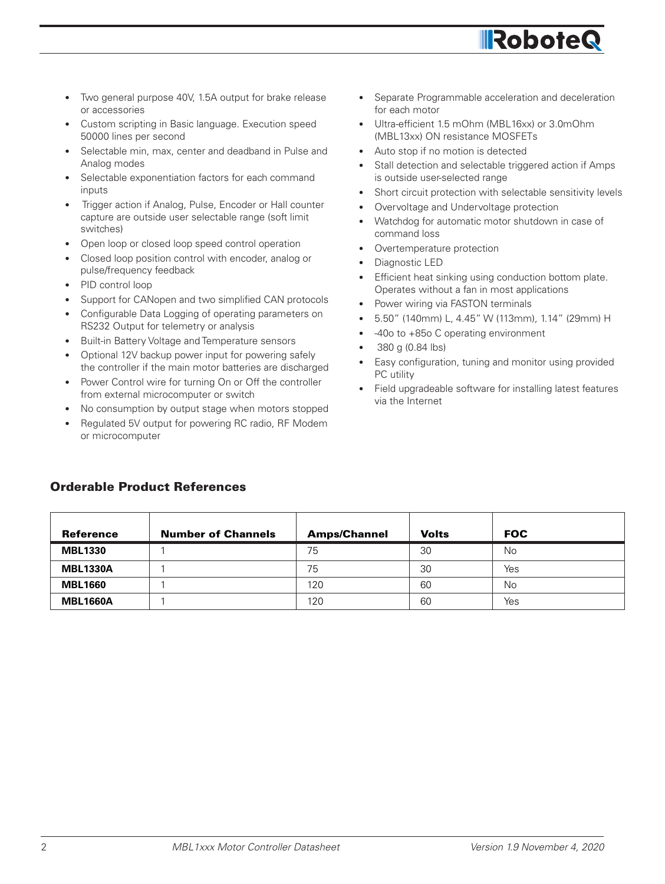- Two general purpose 40V, 1.5A output for brake release or accessories
- Custom scripting in Basic language. Execution speed 50000 lines per second
- Selectable min, max, center and deadband in Pulse and Analog modes
- Selectable exponentiation factors for each command inputs
- Trigger action if Analog, Pulse, Encoder or Hall counter capture are outside user selectable range (soft limit switches)
- Open loop or closed loop speed control operation
- Closed loop position control with encoder, analog or pulse/frequency feedback
- PID control loop
- Support for CANopen and two simplified CAN protocols
- Configurable Data Logging of operating parameters on RS232 Output for telemetry or analysis
- Built-in Battery Voltage and Temperature sensors
- Optional 12V backup power input for powering safely the controller if the main motor batteries are discharged
- Power Control wire for turning On or Off the controller from external microcomputer or switch
- No consumption by output stage when motors stopped
- Regulated 5V output for powering RC radio, RF Modem or microcomputer
- Separate Programmable acceleration and deceleration for each motor
- Ultra-efficient 1.5 mOhm (MBL16xx) or 3.0mOhm (MBL13xx) ON resistance MOSFETs
- Auto stop if no motion is detected
- Stall detection and selectable triggered action if Amps is outside user-selected range
- Short circuit protection with selectable sensitivity levels
- Overvoltage and Undervoltage protection
- Watchdog for automatic motor shutdown in case of command loss
- Overtemperature protection
- Diagnostic LED
- Efficient heat sinking using conduction bottom plate. Operates without a fan in most applications
- Power wiring via FASTON terminals
- 5.50" (140mm) L, 4.45" W (113mm), 1.14" (29mm) H
- -40o to +85o C operating environment
- 380 g (0.84 lbs)
- Easy configuration, tuning and monitor using provided PC utility
- Field upgradeable software for installing latest features via the Internet

## Orderable Product References

| Reference | Number of Channels | Amps/Channel | Volts | FOC |
|---|---|---|---|---|
| **MBL1330** | 1 | 75 | 30 | No |
| **MBL1330A** | 1 | 75 | 30 | Yes |
| **MBL1660** | 1 | 120 | 60 | No |
| **MBL1660A** | 1 | 120 | 60 | Yes |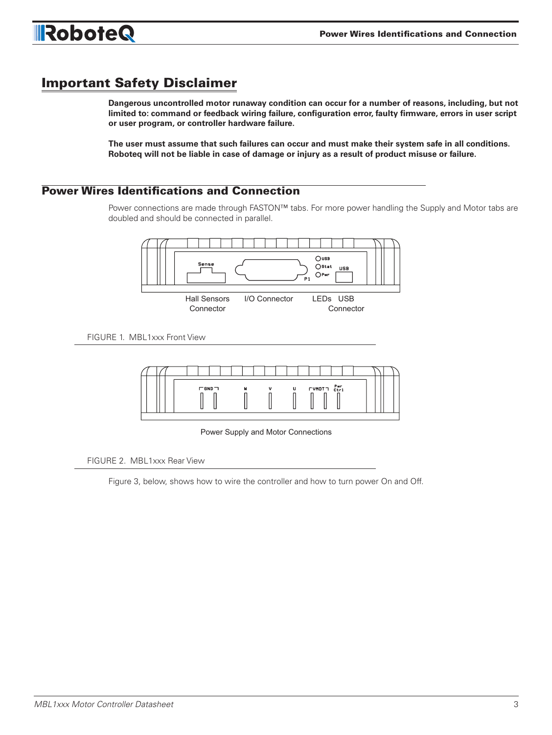## Important Safety Disclaimer

**Dangerous uncontrolled motor runaway condition can occur for a number of reasons, including, but not limited to: command or feedback wiring failure, configuration error, faulty firmware, errors in user script or user program, or controller hardware failure.**

**The user must assume that such failures can occur and must make their system safe in all conditions. Roboteq will not be liable in case of damage or injury as a result of product misuse or failure.**

## Power Wires Identifications and Connection

Power connections are made through FASTON™ tabs. For more power handling the Supply and Motor tabs are doubled and should be connected in parallel.

Sense P1 USB Stat Pwr USB

Hall Sensors Connector I/O Connector LEDs USB Connector

FIGURE 1. MBL1xxx Front View

GND W V U VMOT Pwr Ctrl

Power Supply and Motor Connections

FIGURE 2. MBL1xxx Rear View

Figure 3, below, shows how to wire the controller and how to turn power On and Off.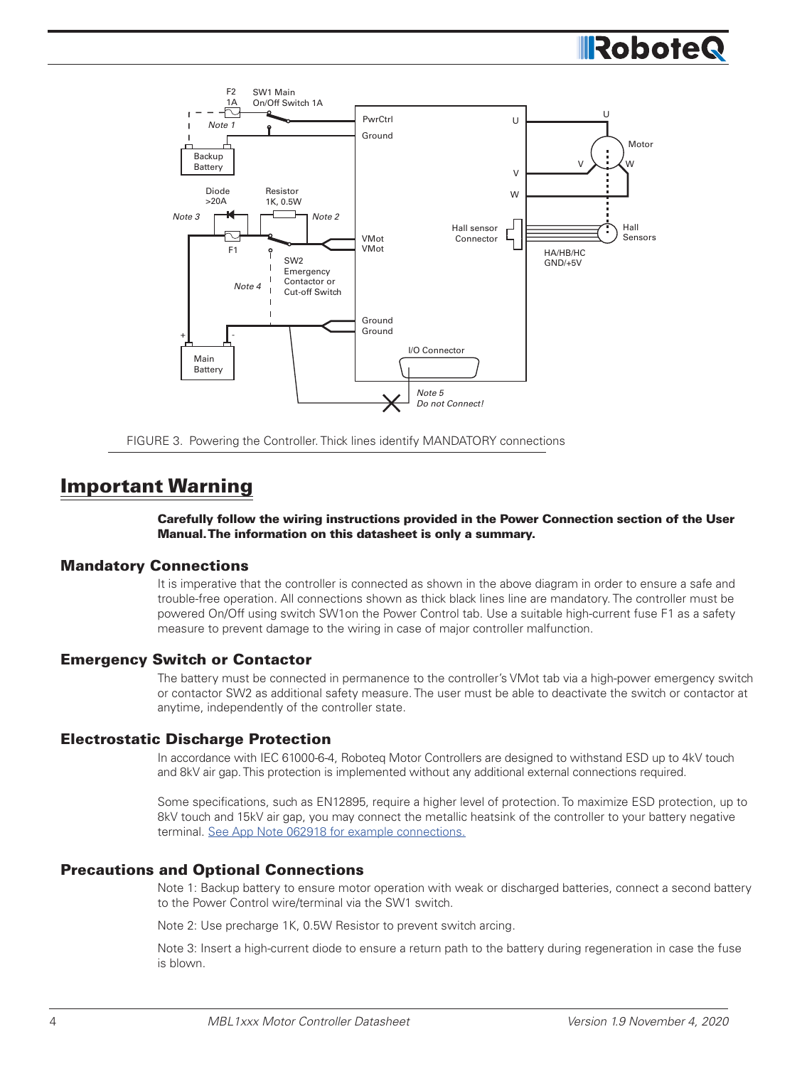FIGURE 3. Powering the Controller. Thick lines identify MANDATORY connections

## Important Warning

**Carefully follow the wiring instructions provided in the Power Connection section of the User Manual. The information on this datasheet is only a summary.**

### Mandatory Connections

It is imperative that the controller is connected as shown in the above diagram in order to ensure a safe and trouble-free operation. All connections shown as thick black lines line are mandatory. The controller must be powered On/Off using switch SW1on the Power Control tab. Use a suitable high-current fuse F1 as a safety measure to prevent damage to the wiring in case of major controller malfunction.

### Emergency Switch or Contactor

The battery must be connected in permanence to the controller's VMot tab via a high-power emergency switch or contactor SW2 as additional safety measure. The user must be able to deactivate the switch or contactor at anytime, independently of the controller state.

### Electrostatic Discharge Protection

In accordance with IEC 61000-6-4, Roboteq Motor Controllers are designed to withstand ESD up to 4kV touch and 8kV air gap. This protection is implemented without any additional external connections required.

Some specifications, such as EN12895, require a higher level of protection. To maximize ESD protection, up to 8kV touch and 15kV air gap, you may connect the metallic heatsink of the controller to your battery negative terminal. See App Note 062918 for example connections.

### Precautions and Optional Connections

Note 1: Backup battery to ensure motor operation with weak or discharged batteries, connect a second battery to the Power Control wire/terminal via the SW1 switch.

Note 2: Use precharge 1K, 0.5W Resistor to prevent switch arcing.

Note 3: Insert a high-current diode to ensure a return path to the battery during regeneration in case the fuse is blown.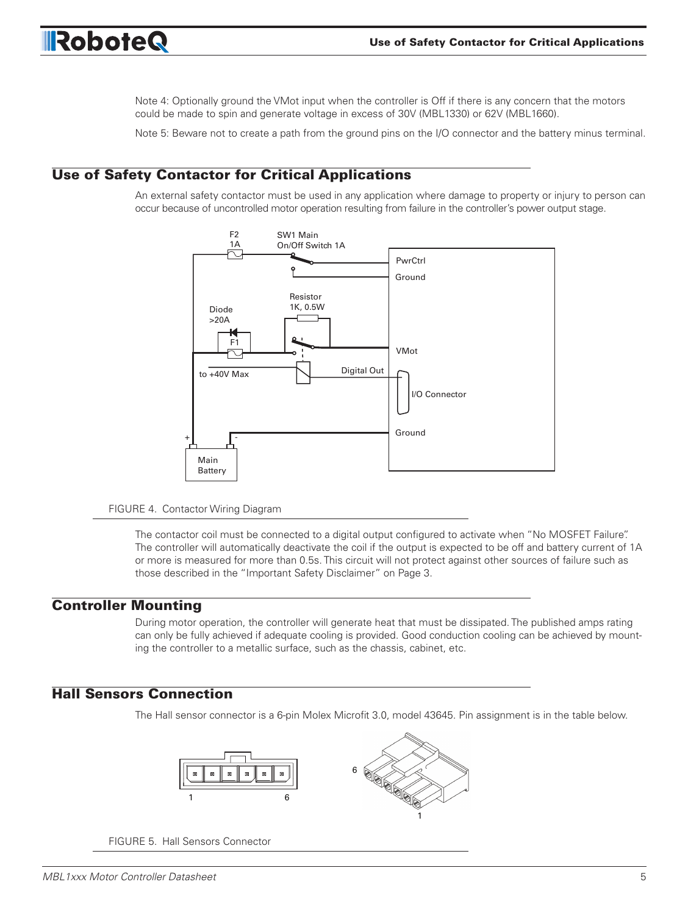Note 4: Optionally ground the VMot input when the controller is Off if there is any concern that the motors could be made to spin and generate voltage in excess of 30V (MBL1330) or 62V (MBL1660).

Note 5: Beware not to create a path from the ground pins on the I/O connector and the battery minus terminal.

## Use of Safety Contactor for Critical Applications

An external safety contactor must be used in any application where damage to property or injury to person can occur because of uncontrolled motor operation resulting from failure in the controller's power output stage.

FIGURE 4. Contactor Wiring Diagram

The contactor coil must be connected to a digital output configured to activate when "No MOSFET Failure". The controller will automatically deactivate the coil if the output is expected to be off and battery current of 1A or more is measured for more than 0.5s. This circuit will not protect against other sources of failure such as those described in the "Important Safety Disclaimer" on Page 3.

## Controller Mounting

During motor operation, the controller will generate heat that must be dissipated. The published amps rating can only be fully achieved if adequate cooling is provided. Good conduction cooling can be achieved by mounting the controller to a metallic surface, such as the chassis, cabinet, etc.

## Hall Sensors Connection

The Hall sensor connector is a 6-pin Molex Microfit 3.0, model 43645. Pin assignment is in the table below.

FIGURE 5. Hall Sensors Connector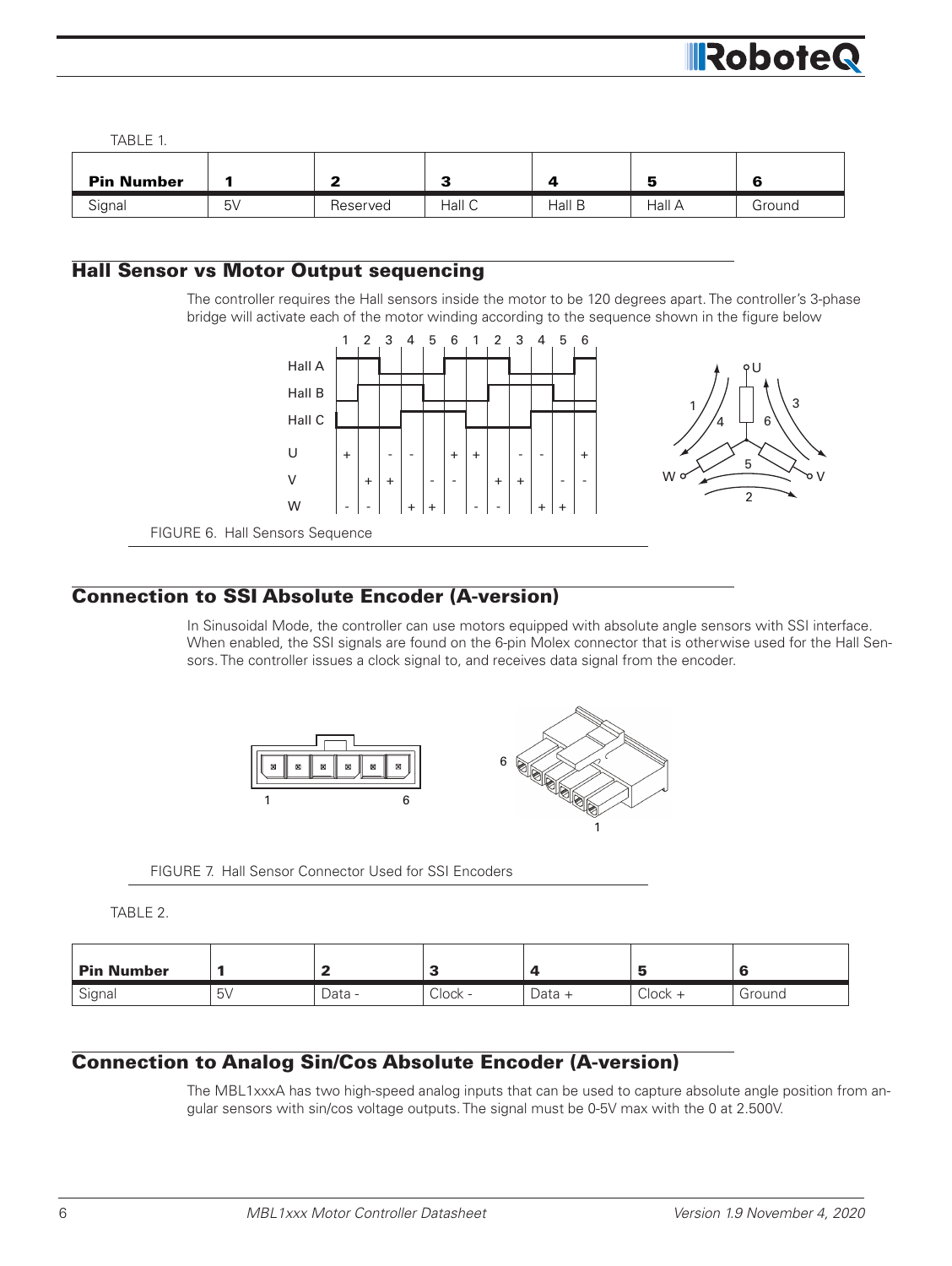TABLE 1.

| Pin Number | 1 | 2 | 3 | 4 | 5 | 6 |
| --- | --- | --- | --- | --- | --- | --- |
| Signal | 5V | Reserved | Hall C | Hall B | Hall A | Ground |

## Hall Sensor vs Motor Output sequencing

The controller requires the Hall sensors inside the motor to be 120 degrees apart. The controller's 3-phase bridge will activate each of the motor winding according to the sequence shown in the figure below

FIGURE 6. Hall Sensors Sequence

## Connection to SSI Absolute Encoder (A-version)

In Sinusoidal Mode, the controller can use motors equipped with absolute angle sensors with SSI interface. When enabled, the SSI signals are found on the 6-pin Molex connector that is otherwise used for the Hall Sensors. The controller issues a clock signal to, and receives data signal from the encoder.

FIGURE 7. Hall Sensor Connector Used for SSI Encoders

TABLE 2.

| Pin Number | 1 | 2 | 3 | 4 | 5 | 6 |
| --- | --- | --- | --- | --- | --- | --- |
| Signal | 5V | Data - | Clock - | Data + | Clock + | Ground |

## Connection to Analog Sin/Cos Absolute Encoder (A-version)

The MBL1xxxA has two high-speed analog inputs that can be used to capture absolute angle position from angular sensors with sin/cos voltage outputs. The signal must be 0-5V max with the 0 at 2.500V.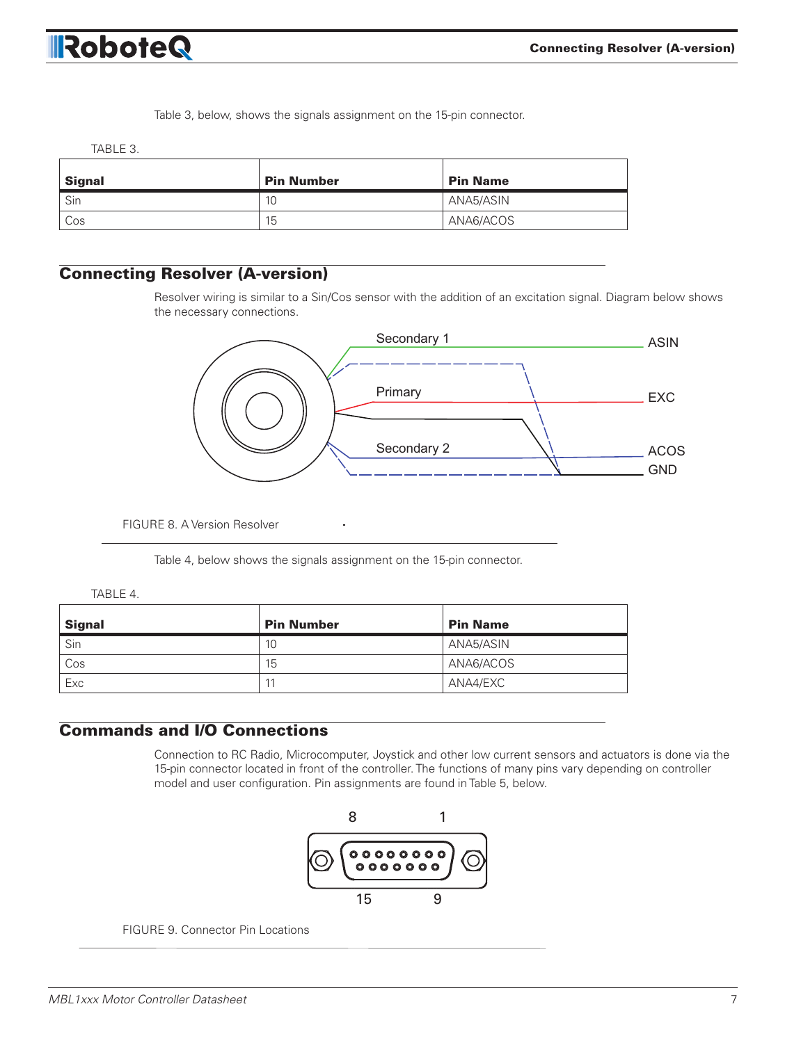Table 3, below, shows the signals assignment on the 15-pin connector.

TABLE 3.

| Signal | Pin Number | Pin Name |
|---|---|---|
| Sin | 10 | ANA5/ASIN |
| Cos | 15 | ANA6/ACOS |

## Connecting Resolver (A-version)

Resolver wiring is similar to a Sin/Cos sensor with the addition of an excitation signal. Diagram below shows the necessary connections.

FIGURE 8. A Version Resolver

Table 4, below shows the signals assignment on the 15-pin connector.

TABLE 4.

| Signal | Pin Number | Pin Name |
|---|---|---|
| Sin | 10 | ANA5/ASIN |
| Cos | 15 | ANA6/ACOS |
| Exc | 11 | ANA4/EXC |

## Commands and I/O Connections

Connection to RC Radio, Microcomputer, Joystick and other low current sensors and actuators is done via the 15-pin connector located in front of the controller. The functions of many pins vary depending on controller model and user configuration. Pin assignments are found in Table 5, below.

FIGURE 9. Connector Pin Locations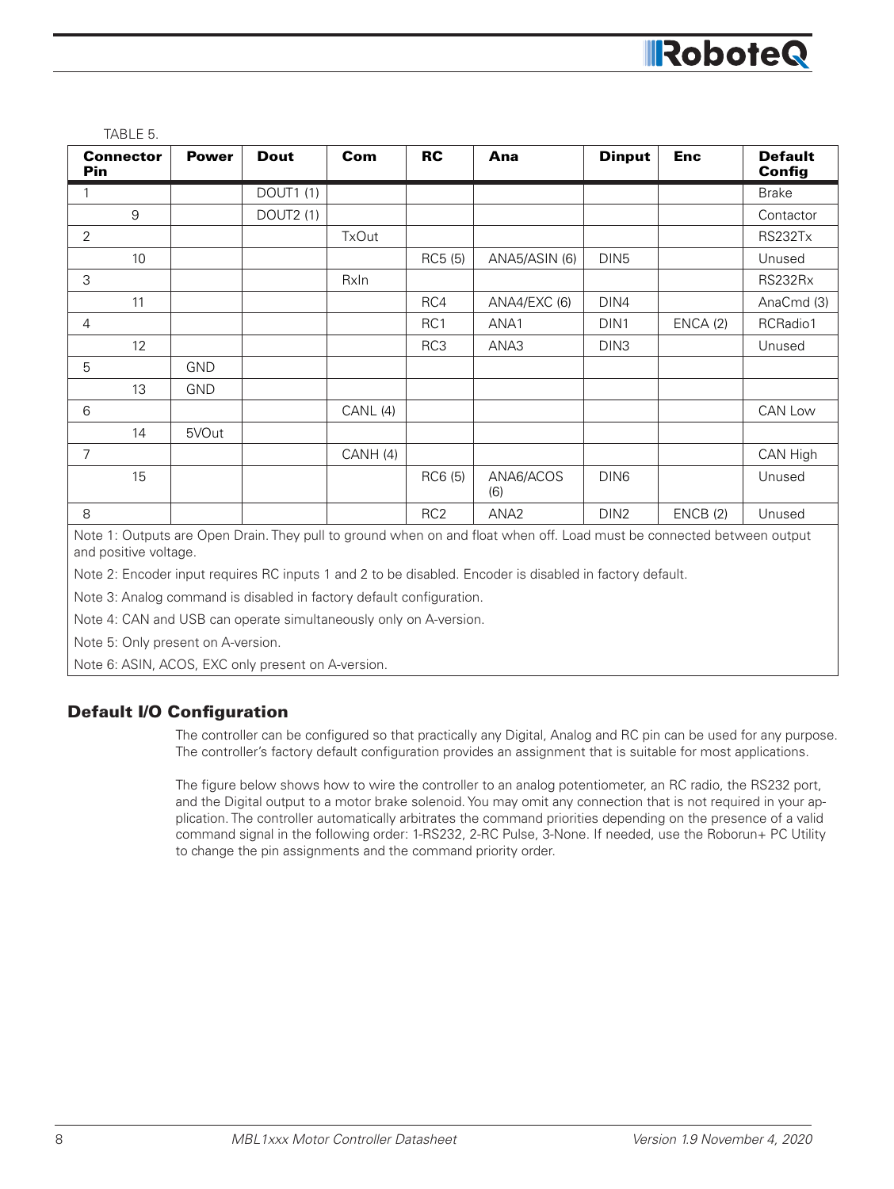TABLE 5.

| Connector Pin | Power | Dout | Com | RC | Ana | Dinput | Enc | Default Config |
|---|---|---|---|---|---|---|---|---|
| 1 | | DOUT1 (1) | | | | | | Brake |
| 9 | | DOUT2 (1) | | | | | | Contactor |
| 2 | | | TxOut | | | | | RS232Tx |
| 10 | | | | RC5 (5) | ANA5/ASIN (6) | DIN5 | | Unused |
| 3 | | | RxIn | | | | | RS232Rx |
| 11 | | | | RC4 | ANA4/EXC (6) | DIN4 | | AnaCmd (3) |
| 4 | | | | RC1 | ANA1 | DIN1 | ENCA (2) | RCRadio1 |
| 12 | | | | RC3 | ANA3 | DIN3 | | Unused |
| 5 | GND | | | | | | | |
| 13 | GND | | | | | | | |
| 6 | | | CANL (4) | | | | | CAN Low |
| 14 | 5VOut | | | | | | | |
| 7 | | | CANH (4) | | | | | CAN High |
| 15 | | | | RC6 (5) | ANA6/ACOS (6) | DIN6 | | Unused |
| 8 | | | | RC2 | ANA2 | DIN2 | ENCB (2) | Unused |

Note 1: Outputs are Open Drain. They pull to ground when on and float when off. Load must be connected between output and positive voltage.

Note 2: Encoder input requires RC inputs 1 and 2 to be disabled. Encoder is disabled in factory default.

Note 3: Analog command is disabled in factory default configuration.

Note 4: CAN and USB can operate simultaneously only on A-version.

Note 5: Only present on A-version.

Note 6: ASIN, ACOS, EXC only present on A-version.

## Default I/O Configuration

The controller can be configured so that practically any Digital, Analog and RC pin can be used for any purpose. The controller's factory default configuration provides an assignment that is suitable for most applications.

The figure below shows how to wire the controller to an analog potentiometer, an RC radio, the RS232 port, and the Digital output to a motor brake solenoid. You may omit any connection that is not required in your application. The controller automatically arbitrates the command priorities depending on the presence of a valid command signal in the following order: 1-RS232, 2-RC Pulse, 3-None. If needed, use the Roborun+ PC Utility to change the pin assignments and the command priority order.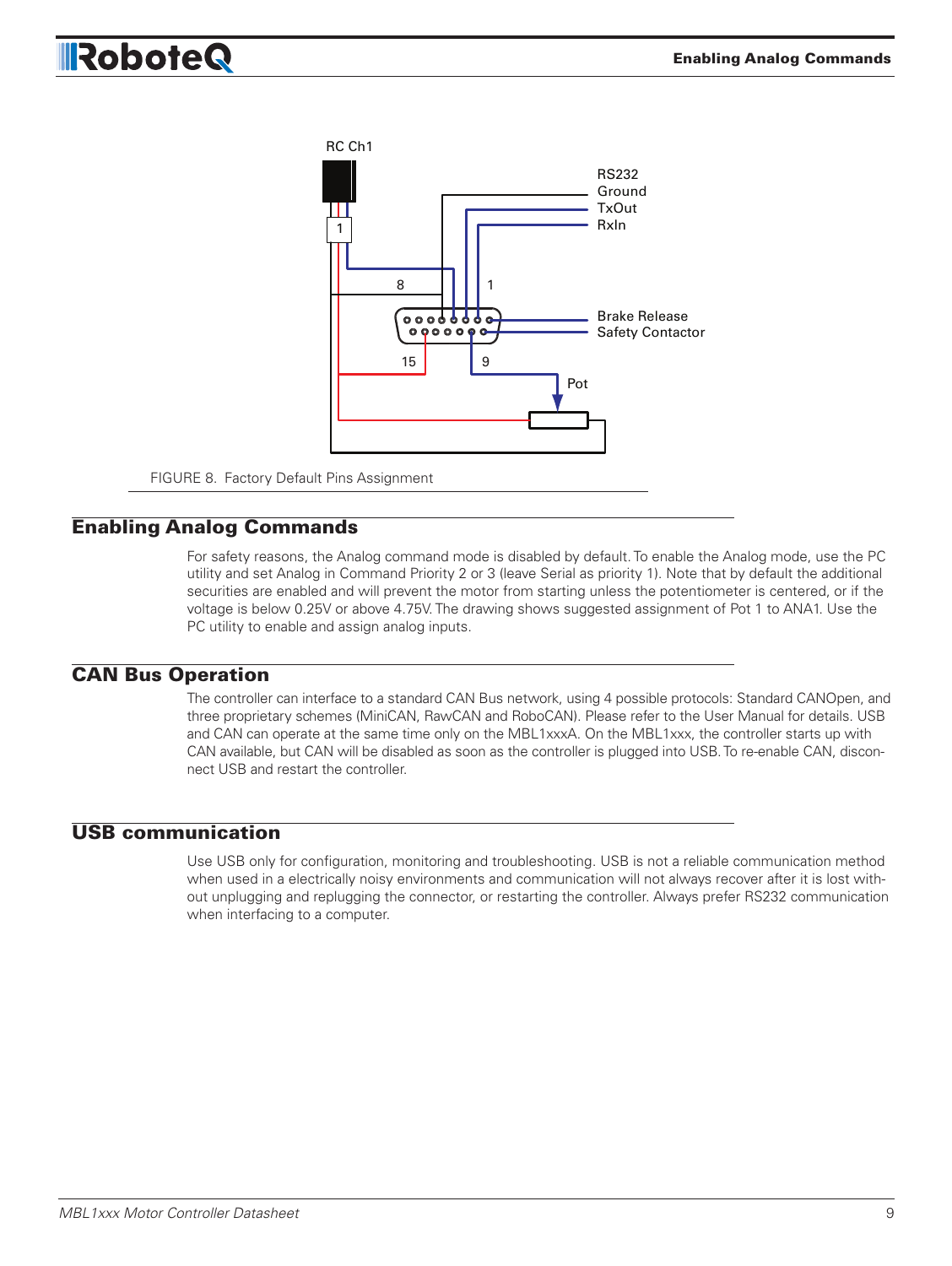FIGURE 8. Factory Default Pins Assignment

## Enabling Analog Commands

For safety reasons, the Analog command mode is disabled by default. To enable the Analog mode, use the PC utility and set Analog in Command Priority 2 or 3 (leave Serial as priority 1). Note that by default the additional securities are enabled and will prevent the motor from starting unless the potentiometer is centered, or if the voltage is below 0.25V or above 4.75V. The drawing shows suggested assignment of Pot 1 to ANA1. Use the PC utility to enable and assign analog inputs.

## CAN Bus Operation

The controller can interface to a standard CAN Bus network, using 4 possible protocols: Standard CANOpen, and three proprietary schemes (MiniCAN, RawCAN and RoboCAN). Please refer to the User Manual for details. USB and CAN can operate at the same time only on the MBL1xxxA. On the MBL1xxx, the controller starts up with CAN available, but CAN will be disabled as soon as the controller is plugged into USB. To re-enable CAN, disconnect USB and restart the controller.

## USB communication

Use USB only for configuration, monitoring and troubleshooting. USB is not a reliable communication method when used in a electrically noisy environments and communication will not always recover after it is lost without unplugging and replugging the connector, or restarting the controller. Always prefer RS232 communication when interfacing to a computer.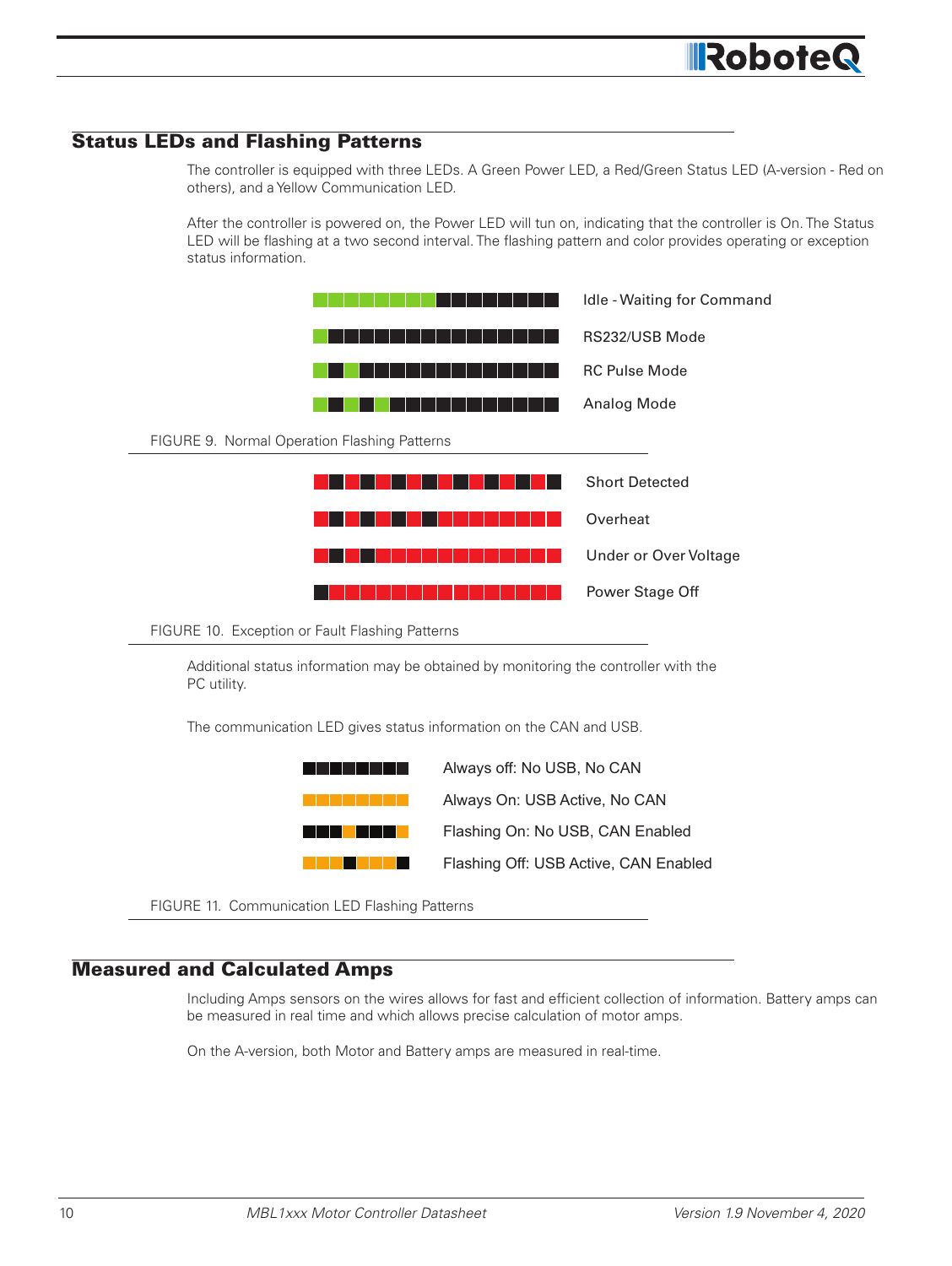## Status LEDs and Flashing Patterns

The controller is equipped with three LEDs. A Green Power LED, a Red/Green Status LED (A-version - Red on others), and a Yellow Communication LED.

After the controller is powered on, the Power LED will tun on, indicating that the controller is On. The Status LED will be flashing at a two second interval. The flashing pattern and color provides operating or exception status information.

Idle - Waiting for Command

RS232/USB Mode

RC Pulse Mode

Analog Mode

FIGURE 9. Normal Operation Flashing Patterns

Short Detected

Overheat

Under or Over Voltage

Power Stage Off

FIGURE 10. Exception or Fault Flashing Patterns

Additional status information may be obtained by monitoring the controller with the PC utility.

The communication LED gives status information on the CAN and USB.

Always off: No USB, No CAN

Always On: USB Active, No CAN

Flashing On: No USB, CAN Enabled

Flashing Off: USB Active, CAN Enabled

FIGURE 11. Communication LED Flashing Patterns

## Measured and Calculated Amps

Including Amps sensors on the wires allows for fast and efficient collection of information. Battery amps can be measured in real time and which allows precise calculation of motor amps.

On the A-version, both Motor and Battery amps are measured in real-time.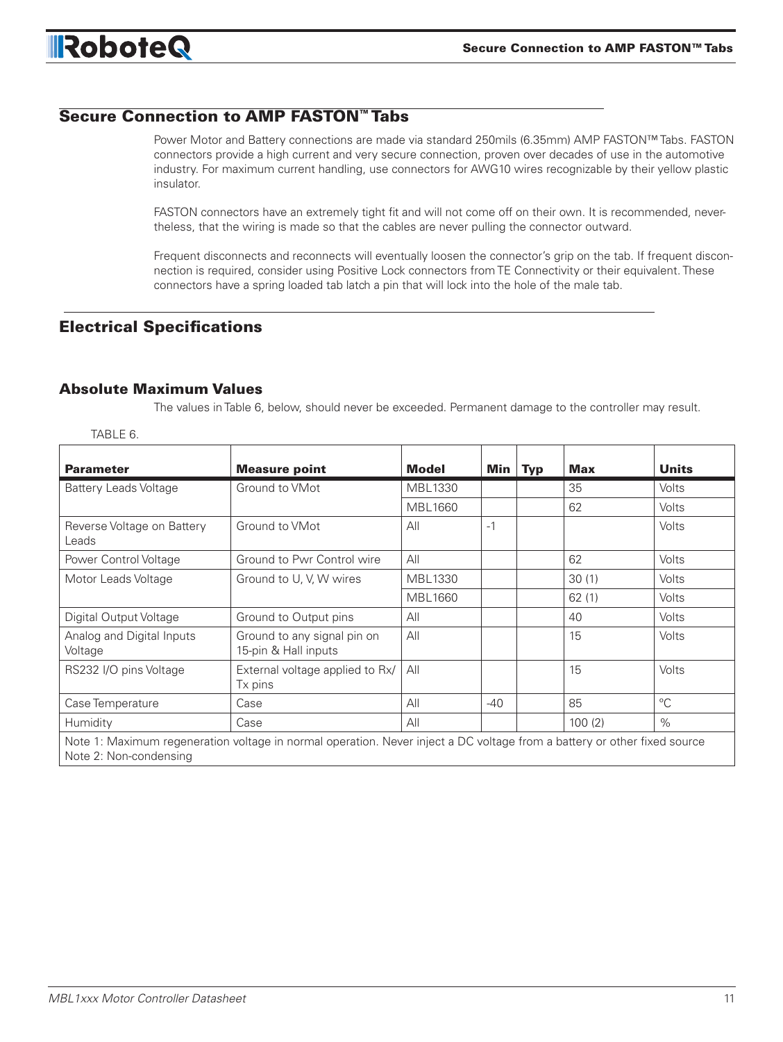## Secure Connection to AMP FASTON™ Tabs

Power Motor and Battery connections are made via standard 250mils (6.35mm) AMP FASTON™ Tabs. FASTON connectors provide a high current and very secure connection, proven over decades of use in the automotive industry. For maximum current handling, use connectors for AWG10 wires recognizable by their yellow plastic insulator.

FASTON connectors have an extremely tight fit and will not come off on their own. It is recommended, nevertheless, that the wiring is made so that the cables are never pulling the connector outward.

Frequent disconnects and reconnects will eventually loosen the connector's grip on the tab. If frequent disconnection is required, consider using Positive Lock connectors from TE Connectivity or their equivalent. These connectors have a spring loaded tab latch a pin that will lock into the hole of the male tab.

## Electrical Specifications

### Absolute Maximum Values

The values in Table 6, below, should never be exceeded. Permanent damage to the controller may result.

TABLE 6.

| Parameter | Measure point | Model | Min | Typ | Max | Units |
|---|---|---|---|---|---|---|
| Battery Leads Voltage | Ground to VMot | MBL1330 | | | 35 | Volts |
| | | MBL1660 | | | 62 | Volts |
| Reverse Voltage on Battery Leads | Ground to VMot | All | -1 | | | Volts |
| Power Control Voltage | Ground to Pwr Control wire | All | | | 62 | Volts |
| Motor Leads Voltage | Ground to U, V, W wires | MBL1330 | | | 30 (1) | Volts |
| | | MBL1660 | | | 62 (1) | Volts |
| Digital Output Voltage | Ground to Output pins | All | | | 40 | Volts |
| Analog and Digital Inputs Voltage | Ground to any signal pin on 15-pin & Hall inputs | All | | | 15 | Volts |
| RS232 I/O pins Voltage | External voltage applied to Rx/Tx pins | All | | | 15 | Volts |
| Case Temperature | Case | All | -40 | | 85 | °C |
| Humidity | Case | All | | | 100 (2) | % |

Note 1: Maximum regeneration voltage in normal operation. Never inject a DC voltage from a battery or other fixed source
Note 2: Non-condensing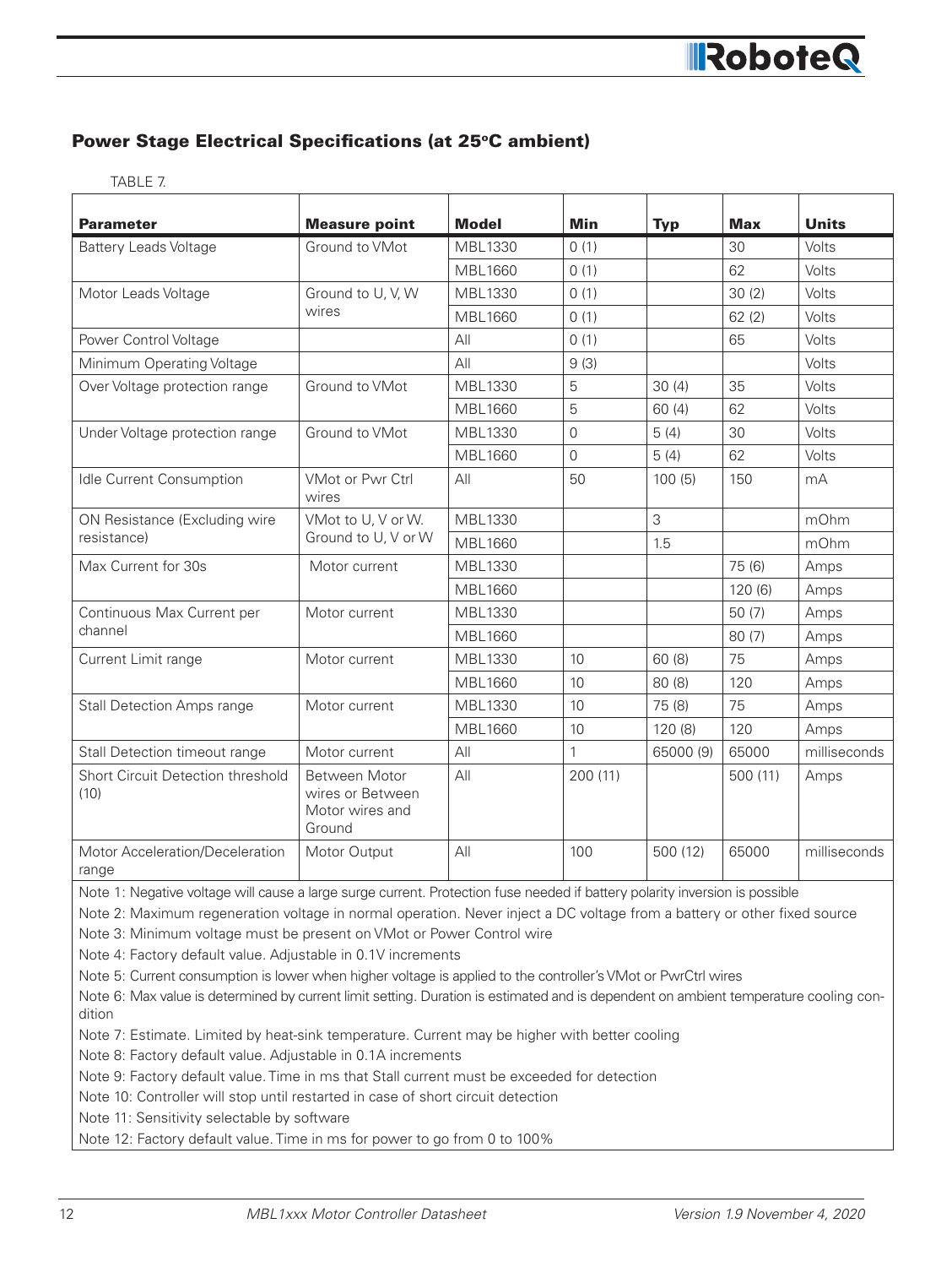## Power Stage Electrical Specifications (at 25ºC ambient)

TABLE 7.

| Parameter | Measure point | Model | Min | Typ | Max | Units |
|---|---|---|---|---|---|---|
| Battery Leads Voltage | Ground to VMot | MBL1330 | 0 (1) | | 30 | Volts |
| | | MBL1660 | 0 (1) | | 62 | Volts |
| Motor Leads Voltage | Ground to U, V, W wires | MBL1330 | 0 (1) | | 30 (2) | Volts |
| | | MBL1660 | 0 (1) | | 62 (2) | Volts |
| Power Control Voltage | | All | 0 (1) | | 65 | Volts |
| Minimum Operating Voltage | | All | 9 (3) | | | Volts |
| Over Voltage protection range | Ground to VMot | MBL1330 | 5 | 30 (4) | 35 | Volts |
| | | MBL1660 | 5 | 60 (4) | 62 | Volts |
| Under Voltage protection range | Ground to VMot | MBL1330 | 0 | 5 (4) | 30 | Volts |
| | | MBL1660 | 0 | 5 (4) | 62 | Volts |
| Idle Current Consumption | VMot or Pwr Ctrl wires | All | 50 | 100 (5) | 150 | mA |
| ON Resistance (Excluding wire resistance) | VMot to U, V or W. Ground to U, V or W | MBL1330 | | 3 | | mOhm |
| | | MBL1660 | | 1.5 | | mOhm |
| Max Current for 30s | Motor current | MBL1330 | | | 75 (6) | Amps |
| | | MBL1660 | | | 120 (6) | Amps |
| Continuous Max Current per channel | Motor current | MBL1330 | | | 50 (7) | Amps |
| | | MBL1660 | | | 80 (7) | Amps |
| Current Limit range | Motor current | MBL1330 | 10 | 60 (8) | 75 | Amps |
| | | MBL1660 | 10 | 80 (8) | 120 | Amps |
| Stall Detection Amps range | Motor current | MBL1330 | 10 | 75 (8) | 75 | Amps |
| | | MBL1660 | 10 | 120 (8) | 120 | Amps |
| Stall Detection timeout range | Motor current | All | 1 | 65000 (9) | 65000 | milliseconds |
| Short Circuit Detection threshold (10) | Between Motor wires or Between Motor wires and Ground | All | 200 (11) | | 500 (11) | Amps |
| Motor Acceleration/Deceleration range | Motor Output | All | 100 | 500 (12) | 65000 | milliseconds |

Note 1: Negative voltage will cause a large surge current. Protection fuse needed if battery polarity inversion is possible

Note 2: Maximum regeneration voltage in normal operation. Never inject a DC voltage from a battery or other fixed source

Note 3: Minimum voltage must be present on VMot or Power Control wire

Note 4: Factory default value. Adjustable in 0.1V increments

Note 5: Current consumption is lower when higher voltage is applied to the controller's VMot or PwrCtrl wires

Note 6: Max value is determined by current limit setting. Duration is estimated and is dependent on ambient temperature cooling condition

Note 7: Estimate. Limited by heat-sink temperature. Current may be higher with better cooling

Note 8: Factory default value. Adjustable in 0.1A increments

Note 9: Factory default value. Time in ms that Stall current must be exceeded for detection

Note 10: Controller will stop until restarted in case of short circuit detection

Note 11: Sensitivity selectable by software

Note 12: Factory default value. Time in ms for power to go from 0 to 100%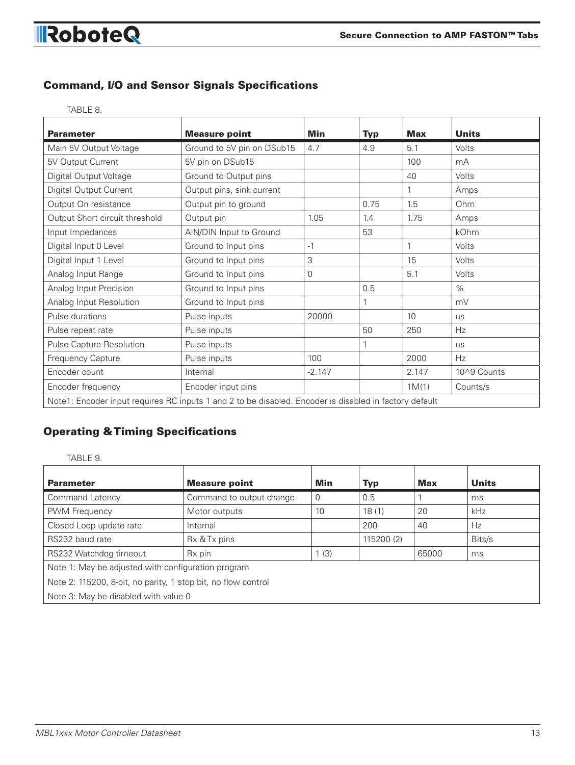## Command, I/O and Sensor Signals Specifications

TABLE 8.

| Parameter | Measure point | Min | Typ | Max | Units |
|---|---|---|---|---|---|
| Main 5V Output Voltage | Ground to 5V pin on DSub15 | 4.7 | 4.9 | 5.1 | Volts |
| 5V Output Current | 5V pin on DSub15 | | | 100 | mA |
| Digital Output Voltage | Ground to Output pins | | | 40 | Volts |
| Digital Output Current | Output pins, sink current | | | 1 | Amps |
| Output On resistance | Output pin to ground | | 0.75 | 1.5 | Ohm |
| Output Short circuit threshold | Output pin | 1.05 | 1.4 | 1.75 | Amps |
| Input Impedances | AIN/DIN Input to Ground | | 53 | | kOhm |
| Digital Input 0 Level | Ground to Input pins | -1 | | 1 | Volts |
| Digital Input 1 Level | Ground to Input pins | 3 | | 15 | Volts |
| Analog Input Range | Ground to Input pins | 0 | | 5.1 | Volts |
| Analog Input Precision | Ground to Input pins | | 0.5 | | % |
| Analog Input Resolution | Ground to Input pins | | 1 | | mV |
| Pulse durations | Pulse inputs | 20000 | | 10 | us |
| Pulse repeat rate | Pulse inputs | | 50 | 250 | Hz |
| Pulse Capture Resolution | Pulse inputs | | 1 | | us |
| Frequency Capture | Pulse inputs | 100 | | 2000 | Hz |
| Encoder count | Internal | -2.147 | | 2.147 | 10^9 Counts |
| Encoder frequency | Encoder input pins | | | 1M(1) | Counts/s |
| Note1: Encoder input requires RC inputs 1 and 2 to be disabled. Encoder is disabled in factory default | | | | | |

## Operating & Timing Specifications

TABLE 9.

| Parameter | Measure point | Min | Typ | Max | Units |
|---|---|---|---|---|---|
| Command Latency | Command to output change | 0 | 0.5 | 1 | ms |
| PWM Frequency | Motor outputs | 10 | 18 (1) | 20 | kHz |
| Closed Loop update rate | Internal | | 200 | 40 | Hz |
| RS232 baud rate | Rx & Tx pins | | 115200 (2) | | Bits/s |
| RS232 Watchdog timeout | Rx pin | 1 (3) | | 65000 | ms |
| Note 1: May be adjusted with configuration program | | | | | |
| Note 2: 115200, 8-bit, no parity, 1 stop bit, no flow control | | | | | |
| Note 3: May be disabled with value 0 | | | | | |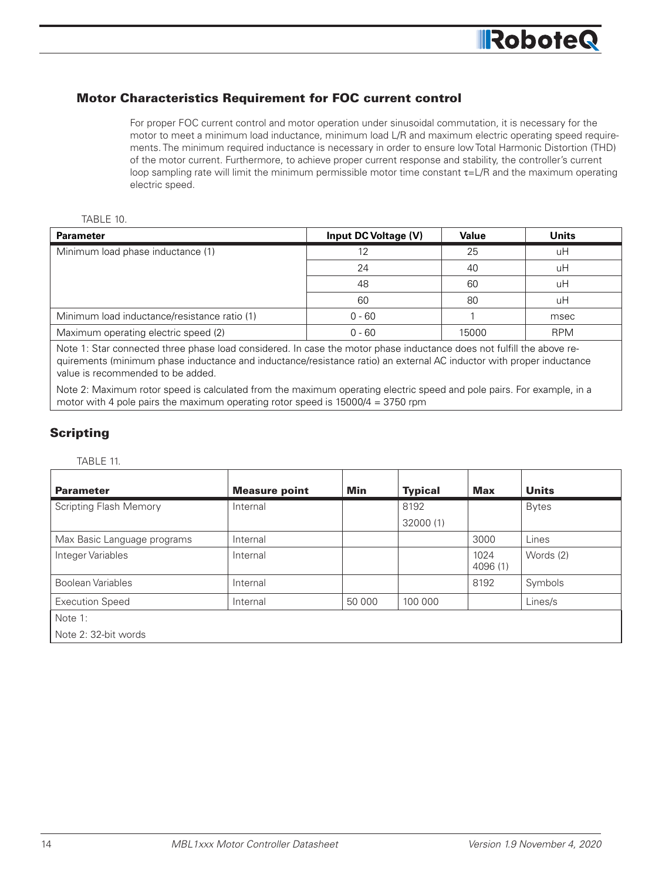## Motor Characteristics Requirement for FOC current control

For proper FOC current control and motor operation under sinusoidal commutation, it is necessary for the motor to meet a minimum load inductance, minimum load L/R and maximum electric operating speed requirements. The minimum required inductance is necessary in order to ensure low Total Harmonic Distortion (THD) of the motor current. Furthermore, to achieve proper current response and stability, the controller's current loop sampling rate will limit the minimum permissible motor time constant $\tau$=L/R and the maximum operating electric speed.

TABLE 10.

| Parameter | Input DC Voltage (V) | Value | Units |
|---|---|---|---|
| Minimum load phase inductance (1) | 12 | 25 | uH |
| | 24 | 40 | uH |
| | 48 | 60 | uH |
| | 60 | 80 | uH |
| Minimum load inductance/resistance ratio (1) | 0 - 60 | 1 | msec |
| Maximum operating electric speed (2) | 0 - 60 | 15000 | RPM |

Note 1: Star connected three phase load considered. In case the motor phase inductance does not fulfill the above requirements (minimum phase inductance and inductance/resistance ratio) an external AC inductor with proper inductance value is recommended to be added.

Note 2: Maximum rotor speed is calculated from the maximum operating electric speed and pole pairs. For example, in a motor with 4 pole pairs the maximum operating rotor speed is 15000/4 = 3750 rpm

## Scripting

TABLE 11.

| Parameter | Measure point | Min | Typical | Max | Units |
|---|---|---|---|---|---|
| Scripting Flash Memory | Internal | | 8192<br>32000 (1) | | Bytes |
| Max Basic Language programs | Internal | | | 3000 | Lines |
| Integer Variables | Internal | | | 1024<br>4096 (1) | Words (2) |
| Boolean Variables | Internal | | | 8192 | Symbols |
| Execution Speed | Internal | 50 000 | 100 000 | | Lines/s |

Note 1:

Note 2: 32-bit words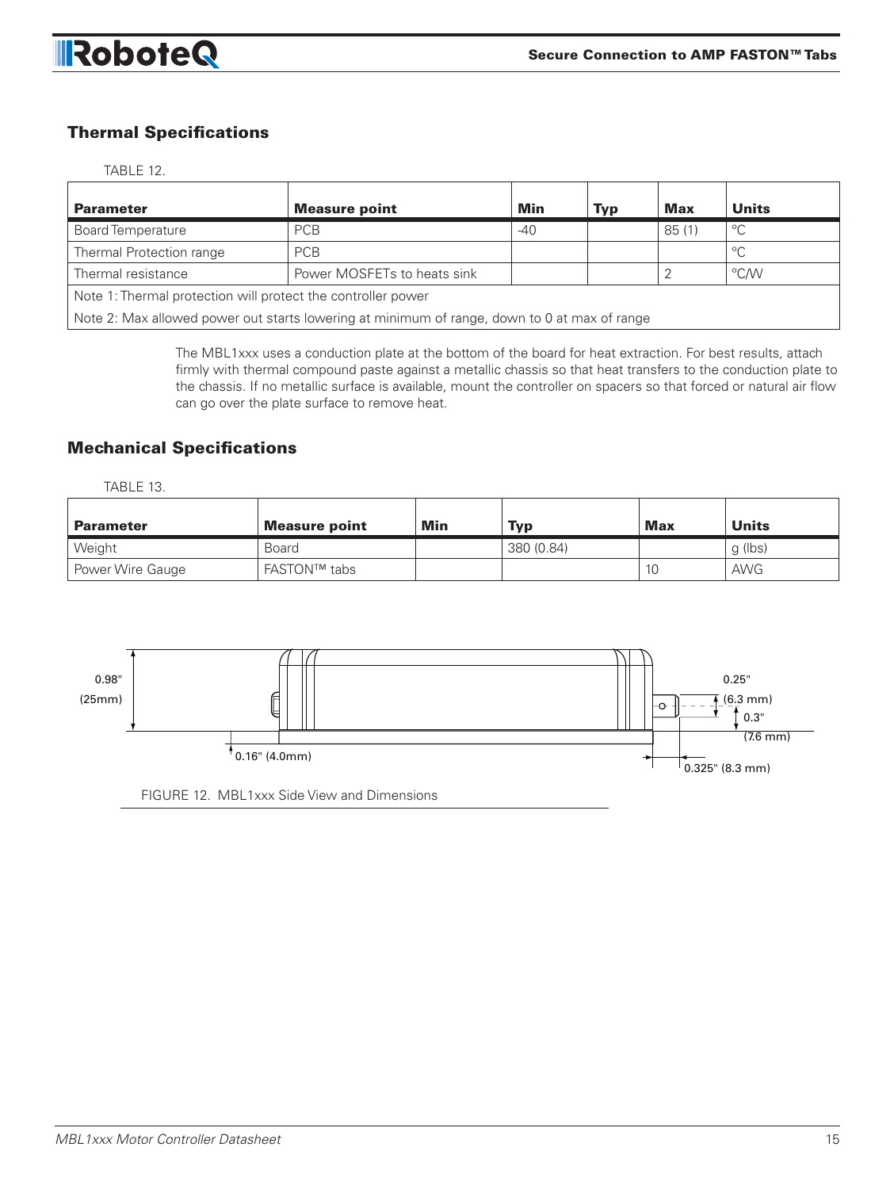## Thermal Specifications

TABLE 12.

| Parameter | Measure point | Min | Typ | Max | Units |
|---|---|---|---|---|---|
| Board Temperature | PCB | -40 | | 85 (1) | °C |
| Thermal Protection range | PCB | | | | °C |
| Thermal resistance | Power MOSFETs to heats sink | | | 2 | °C/W |
| Note 1: Thermal protection will protect the controller power | | | | | |
| Note 2: Max allowed power out starts lowering at minimum of range, down to 0 at max of range | | | | | |

The MBL1xxx uses a conduction plate at the bottom of the board for heat extraction. For best results, attach firmly with thermal compound paste against a metallic chassis so that heat transfers to the conduction plate to the chassis. If no metallic surface is available, mount the controller on spacers so that forced or natural air flow can go over the plate surface to remove heat.

## Mechanical Specifications

TABLE 13.

| Parameter | Measure point | Min | Typ | Max | Units |
|---|---|---|---|---|---|
| Weight | Board | | 380 (0.84) | | g (lbs) |
| Power Wire Gauge | FASTON™ tabs | | | 10 | AWG |

0.98" (25mm)

0.25" (6.3 mm)

0.3" (7.6 mm)

0.16" (4.0mm)

0.325" (8.3 mm)

FIGURE 12. MBL1xxx Side View and Dimensions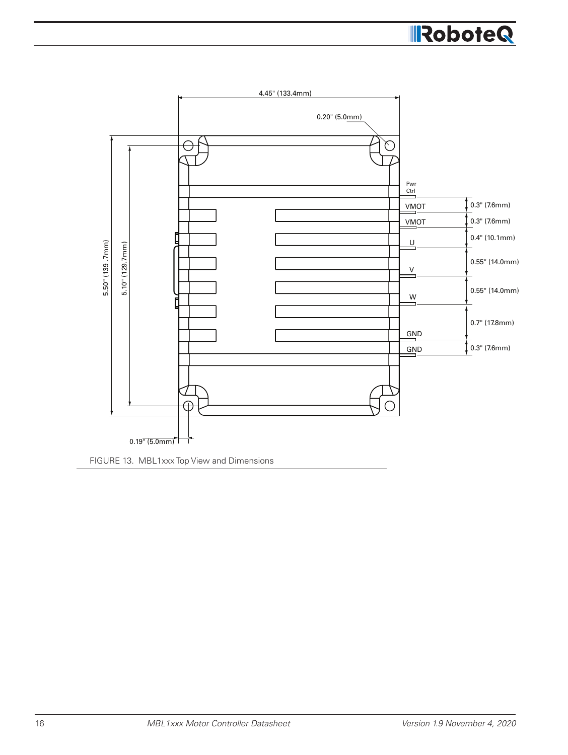4.45" (133.4mm)

0.20" (5.0mm)

Pwr
Ctrl

VMOT

VMOT

U

V

W

GND

GND

0.3" (7.6mm)

0.3" (7.6mm)

0.4" (10.1mm)

0.55" (14.0mm)

0.55" (14.0mm)

0.7" (17.8mm)

0.3" (7.6mm)

5.50" (139 .7mm)

5.10" (129.7mm)

0.19" (5.0mm)

FIGURE 13. MBL1xxx Top View and Dimensions